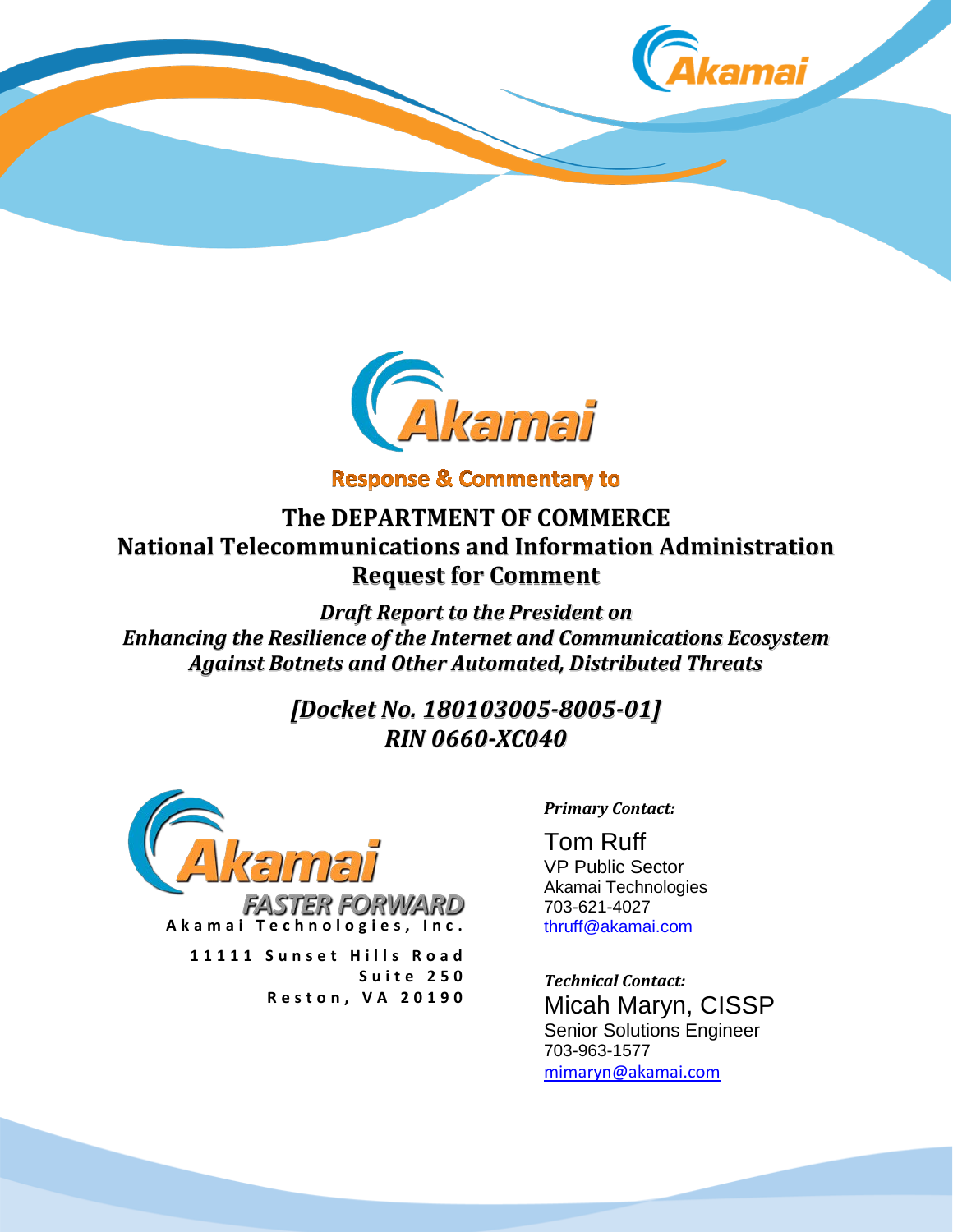**Akamai**

**Response & Commentary to**

# The DEPARTMENT OF COMMERCE
# National Telecommunications and Information Administration
# Request for Comment

***Draft Report to the President on***
***Enhancing the Resilience of the Internet and Communications Ecosystem***
***Against Botnets and Other Automated, Distributed Threats***

***[Docket No. 180103005-8005-01]***
***RIN 0660-XC040***

**Akamai**
**FASTER FORWARD**

**Akamai Technologies, Inc.**

**11111 Sunset Hills Road**
**Suite 250**
**Reston, VA 20190**

***Primary Contact:***

Tom Ruff
VP Public Sector
Akamai Technologies
703-621-4027
thruff@akamai.com

***Technical Contact:***

Micah Maryn, CISSP
Senior Solutions Engineer
703-963-1577
mimaryn@akamai.com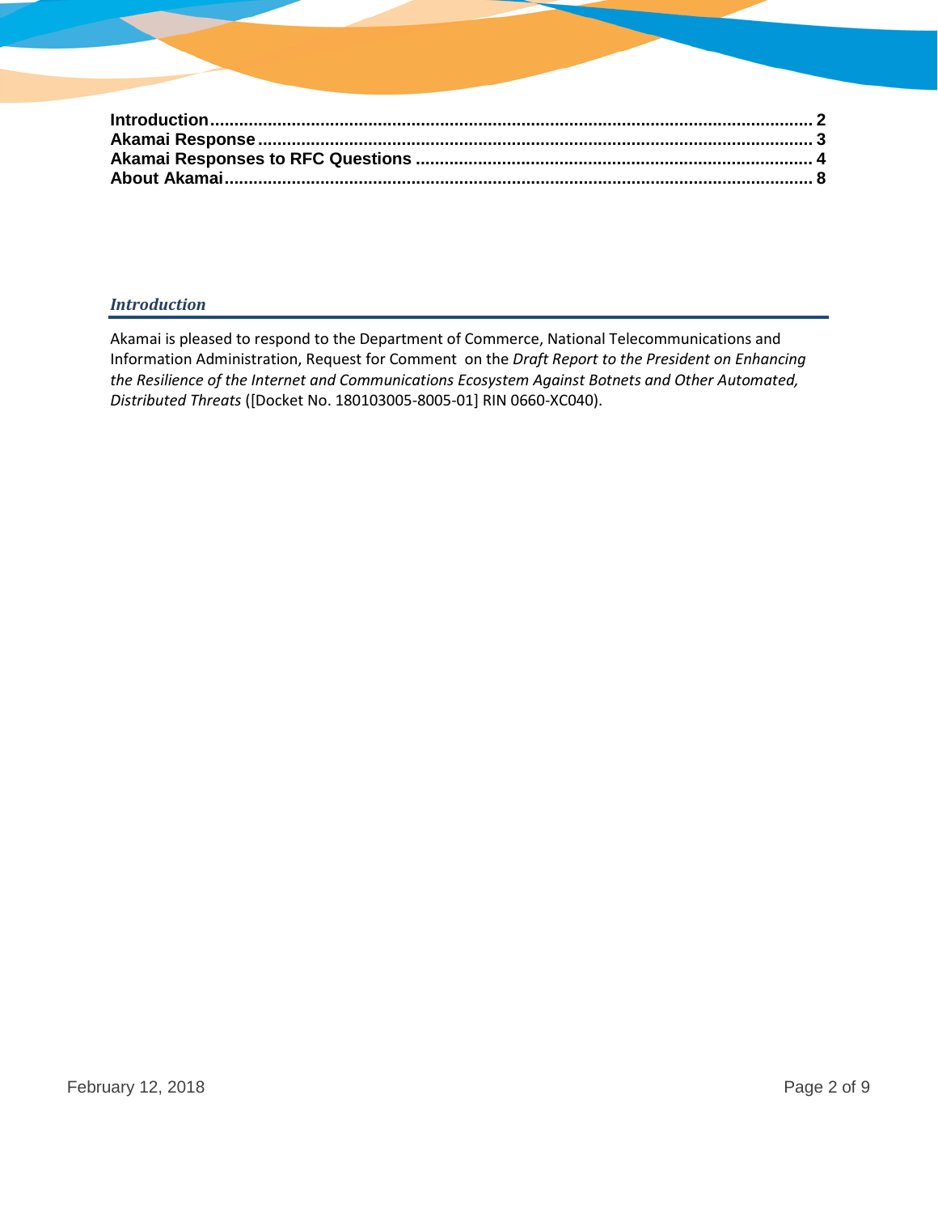**Introduction** ........................................................................................................................ 2
**Akamai Response** ................................................................................................................ 3
**Akamai Responses to RFC Questions** ............................................................................... 4
**About Akamai** ...................................................................................................................... 8

## *Introduction*

Akamai is pleased to respond to the Department of Commerce, National Telecommunications and Information Administration, Request for Comment on the *Draft Report to the President on Enhancing the Resilience of the Internet and Communications Ecosystem Against Botnets and Other Automated, Distributed Threats* ([Docket No. 180103005-8005-01] RIN 0660-XC040).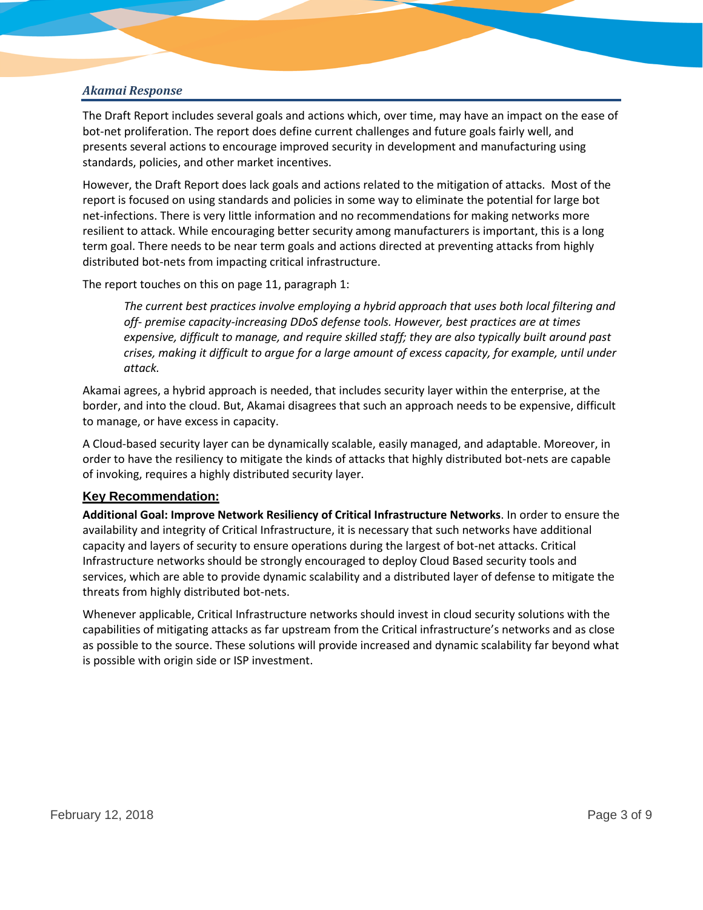## *Akamai Response*

The Draft Report includes several goals and actions which, over time, may have an impact on the ease of bot-net proliferation. The report does define current challenges and future goals fairly well, and presents several actions to encourage improved security in development and manufacturing using standards, policies, and other market incentives.

However, the Draft Report does lack goals and actions related to the mitigation of attacks. Most of the report is focused on using standards and policies in some way to eliminate the potential for large bot net-infections. There is very little information and no recommendations for making networks more resilient to attack. While encouraging better security among manufacturers is important, this is a long term goal. There needs to be near term goals and actions directed at preventing attacks from highly distributed bot-nets from impacting critical infrastructure.

The report touches on this on page 11, paragraph 1:

> *The current best practices involve employing a hybrid approach that uses both local filtering and off- premise capacity-increasing DDoS defense tools. However, best practices are at times expensive, difficult to manage, and require skilled staff; they are also typically built around past crises, making it difficult to argue for a large amount of excess capacity, for example, until under attack.*

Akamai agrees, a hybrid approach is needed, that includes security layer within the enterprise, at the border, and into the cloud. But, Akamai disagrees that such an approach needs to be expensive, difficult to manage, or have excess in capacity.

A Cloud-based security layer can be dynamically scalable, easily managed, and adaptable. Moreover, in order to have the resiliency to mitigate the kinds of attacks that highly distributed bot-nets are capable of invoking, requires a highly distributed security layer.

### Key Recommendation:

**Additional Goal: Improve Network Resiliency of Critical Infrastructure Networks**. In order to ensure the availability and integrity of Critical Infrastructure, it is necessary that such networks have additional capacity and layers of security to ensure operations during the largest of bot-net attacks. Critical Infrastructure networks should be strongly encouraged to deploy Cloud Based security tools and services, which are able to provide dynamic scalability and a distributed layer of defense to mitigate the threats from highly distributed bot-nets.

Whenever applicable, Critical Infrastructure networks should invest in cloud security solutions with the capabilities of mitigating attacks as far upstream from the Critical infrastructure's networks and as close as possible to the source. These solutions will provide increased and dynamic scalability far beyond what is possible with origin side or ISP investment.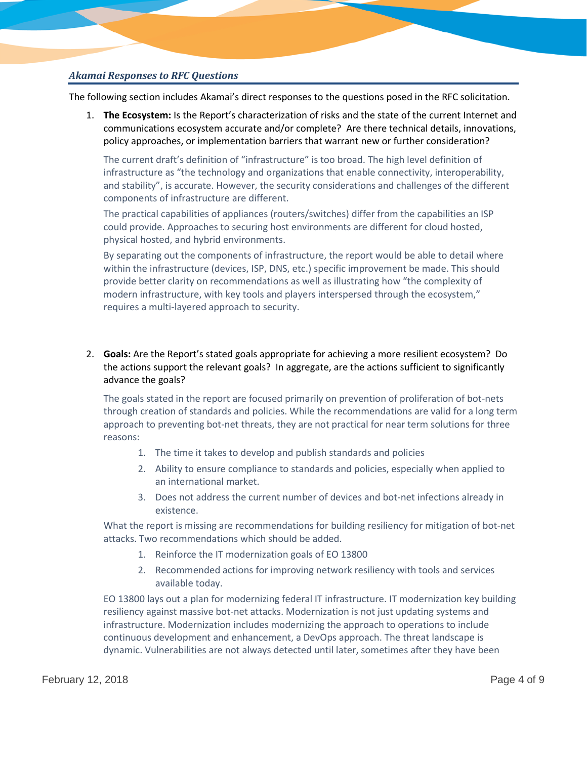## *Akamai Responses to RFC Questions*

The following section includes Akamai's direct responses to the questions posed in the RFC solicitation.

1. **The Ecosystem:** Is the Report's characterization of risks and the state of the current Internet and communications ecosystem accurate and/or complete? Are there technical details, innovations, policy approaches, or implementation barriers that warrant new or further consideration?

   The current draft's definition of "infrastructure" is too broad. The high level definition of infrastructure as "the technology and organizations that enable connectivity, interoperability, and stability", is accurate. However, the security considerations and challenges of the different components of infrastructure are different.

   The practical capabilities of appliances (routers/switches) differ from the capabilities an ISP could provide. Approaches to securing host environments are different for cloud hosted, physical hosted, and hybrid environments.

   By separating out the components of infrastructure, the report would be able to detail where within the infrastructure (devices, ISP, DNS, etc.) specific improvement be made. This should provide better clarity on recommendations as well as illustrating how "the complexity of modern infrastructure, with key tools and players interspersed through the ecosystem," requires a multi-layered approach to security.

2. **Goals:** Are the Report's stated goals appropriate for achieving a more resilient ecosystem? Do the actions support the relevant goals? In aggregate, are the actions sufficient to significantly advance the goals?

   The goals stated in the report are focused primarily on prevention of proliferation of bot-nets through creation of standards and policies. While the recommendations are valid for a long term approach to preventing bot-net threats, they are not practical for near term solutions for three reasons:

   1. The time it takes to develop and publish standards and policies
   2. Ability to ensure compliance to standards and policies, especially when applied to an international market.
   3. Does not address the current number of devices and bot-net infections already in existence.

   What the report is missing are recommendations for building resiliency for mitigation of bot-net attacks. Two recommendations which should be added.

   1. Reinforce the IT modernization goals of EO 13800
   2. Recommended actions for improving network resiliency with tools and services available today.

   EO 13800 lays out a plan for modernizing federal IT infrastructure. IT modernization key building resiliency against massive bot-net attacks. Modernization is not just updating systems and infrastructure. Modernization includes modernizing the approach to operations to include continuous development and enhancement, a DevOps approach. The threat landscape is dynamic. Vulnerabilities are not always detected until later, sometimes after they have been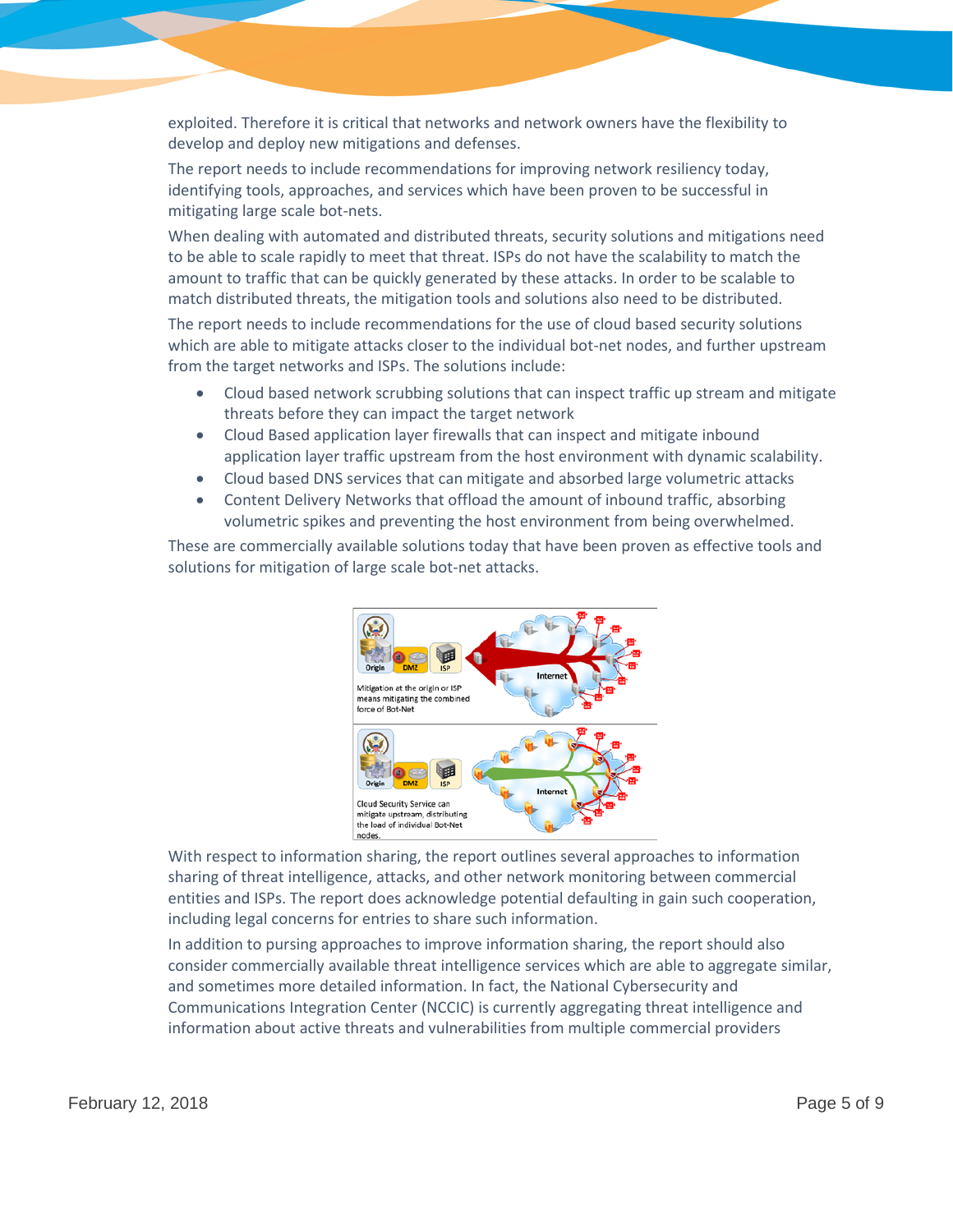exploited. Therefore it is critical that networks and network owners have the flexibility to develop and deploy new mitigations and defenses.

The report needs to include recommendations for improving network resiliency today, identifying tools, approaches, and services which have been proven to be successful in mitigating large scale bot-nets.

When dealing with automated and distributed threats, security solutions and mitigations need to be able to scale rapidly to meet that threat. ISPs do not have the scalability to match the amount to traffic that can be quickly generated by these attacks. In order to be scalable to match distributed threats, the mitigation tools and solutions also need to be distributed.

The report needs to include recommendations for the use of cloud based security solutions which are able to mitigate attacks closer to the individual bot-net nodes, and further upstream from the target networks and ISPs. The solutions include:

- Cloud based network scrubbing solutions that can inspect traffic up stream and mitigate threats before they can impact the target network
- Cloud Based application layer firewalls that can inspect and mitigate inbound application layer traffic upstream from the host environment with dynamic scalability.
- Cloud based DNS services that can mitigate and absorbed large volumetric attacks
- Content Delivery Networks that offload the amount of inbound traffic, absorbing volumetric spikes and preventing the host environment from being overwhelmed.

These are commercially available solutions today that have been proven as effective tools and solutions for mitigation of large scale bot-net attacks.

With respect to information sharing, the report outlines several approaches to information sharing of threat intelligence, attacks, and other network monitoring between commercial entities and ISPs. The report does acknowledge potential defaulting in gain such cooperation, including legal concerns for entries to share such information.

In addition to pursing approaches to improve information sharing, the report should also consider commercially available threat intelligence services which are able to aggregate similar, and sometimes more detailed information. In fact, the National Cybersecurity and Communications Integration Center (NCCIC) is currently aggregating threat intelligence and information about active threats and vulnerabilities from multiple commercial providers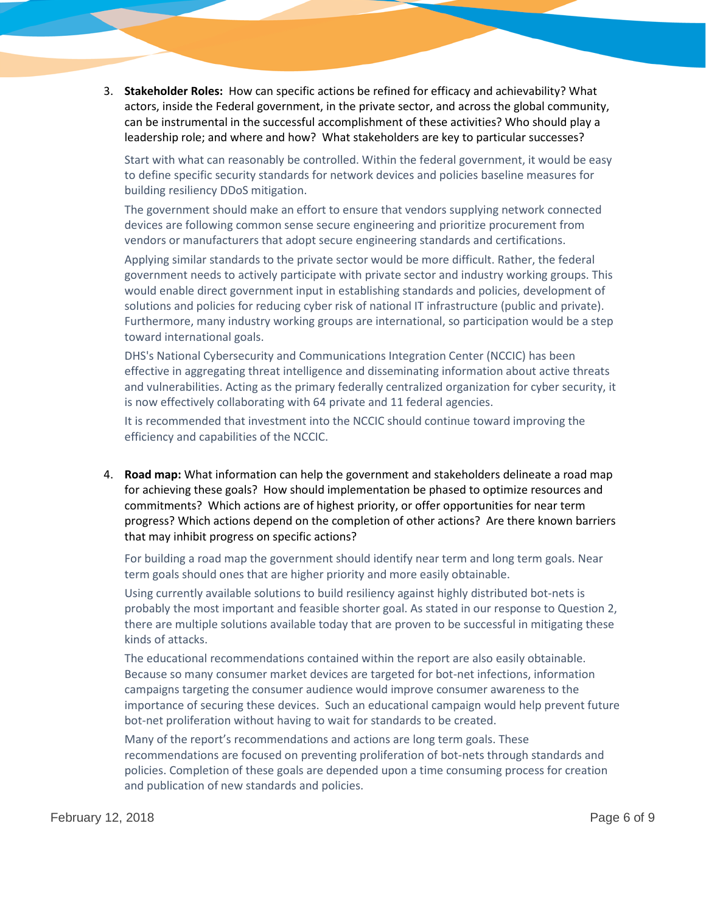3. **Stakeholder Roles:** How can specific actions be refined for efficacy and achievability? What actors, inside the Federal government, in the private sector, and across the global community, can be instrumental in the successful accomplishment of these activities? Who should play a leadership role; and where and how? What stakeholders are key to particular successes?

   Start with what can reasonably be controlled. Within the federal government, it would be easy to define specific security standards for network devices and policies baseline measures for building resiliency DDoS mitigation.

   The government should make an effort to ensure that vendors supplying network connected devices are following common sense secure engineering and prioritize procurement from vendors or manufacturers that adopt secure engineering standards and certifications.

   Applying similar standards to the private sector would be more difficult. Rather, the federal government needs to actively participate with private sector and industry working groups. This would enable direct government input in establishing standards and policies, development of solutions and policies for reducing cyber risk of national IT infrastructure (public and private). Furthermore, many industry working groups are international, so participation would be a step toward international goals.

   DHS's National Cybersecurity and Communications Integration Center (NCCIC) has been effective in aggregating threat intelligence and disseminating information about active threats and vulnerabilities. Acting as the primary federally centralized organization for cyber security, it is now effectively collaborating with 64 private and 11 federal agencies.

   It is recommended that investment into the NCCIC should continue toward improving the efficiency and capabilities of the NCCIC.

4. **Road map:** What information can help the government and stakeholders delineate a road map for achieving these goals? How should implementation be phased to optimize resources and commitments? Which actions are of highest priority, or offer opportunities for near term progress? Which actions depend on the completion of other actions? Are there known barriers that may inhibit progress on specific actions?

   For building a road map the government should identify near term and long term goals. Near term goals should ones that are higher priority and more easily obtainable.

   Using currently available solutions to build resiliency against highly distributed bot-nets is probably the most important and feasible shorter goal. As stated in our response to Question 2, there are multiple solutions available today that are proven to be successful in mitigating these kinds of attacks.

   The educational recommendations contained within the report are also easily obtainable. Because so many consumer market devices are targeted for bot-net infections, information campaigns targeting the consumer audience would improve consumer awareness to the importance of securing these devices. Such an educational campaign would help prevent future bot-net proliferation without having to wait for standards to be created.

   Many of the report's recommendations and actions are long term goals. These recommendations are focused on preventing proliferation of bot-nets through standards and policies. Completion of these goals are depended upon a time consuming process for creation and publication of new standards and policies.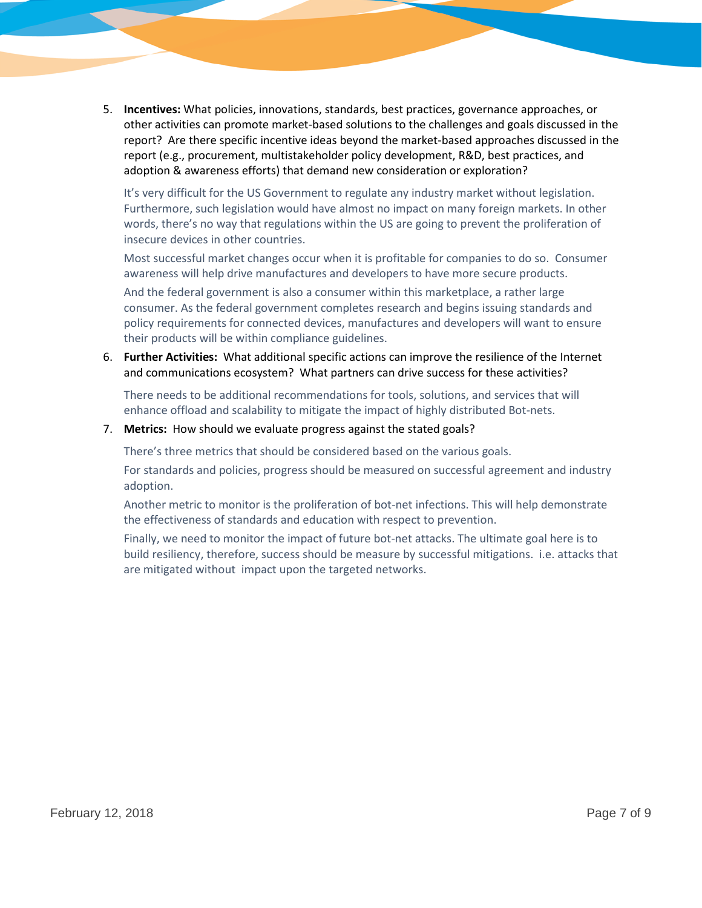5. **Incentives:** What policies, innovations, standards, best practices, governance approaches, or other activities can promote market-based solutions to the challenges and goals discussed in the report? Are there specific incentive ideas beyond the market-based approaches discussed in the report (e.g., procurement, multistakeholder policy development, R&D, best practices, and adoption & awareness efforts) that demand new consideration or exploration?

   It's very difficult for the US Government to regulate any industry market without legislation. Furthermore, such legislation would have almost no impact on many foreign markets. In other words, there's no way that regulations within the US are going to prevent the proliferation of insecure devices in other countries.

   Most successful market changes occur when it is profitable for companies to do so. Consumer awareness will help drive manufactures and developers to have more secure products.

   And the federal government is also a consumer within this marketplace, a rather large consumer. As the federal government completes research and begins issuing standards and policy requirements for connected devices, manufactures and developers will want to ensure their products will be within compliance guidelines.

6. **Further Activities:** What additional specific actions can improve the resilience of the Internet and communications ecosystem? What partners can drive success for these activities?

   There needs to be additional recommendations for tools, solutions, and services that will enhance offload and scalability to mitigate the impact of highly distributed Bot-nets.

7. **Metrics:** How should we evaluate progress against the stated goals?

   There's three metrics that should be considered based on the various goals.

   For standards and policies, progress should be measured on successful agreement and industry adoption.

   Another metric to monitor is the proliferation of bot-net infections. This will help demonstrate the effectiveness of standards and education with respect to prevention.

   Finally, we need to monitor the impact of future bot-net attacks. The ultimate goal here is to build resiliency, therefore, success should be measure by successful mitigations. i.e. attacks that are mitigated without impact upon the targeted networks.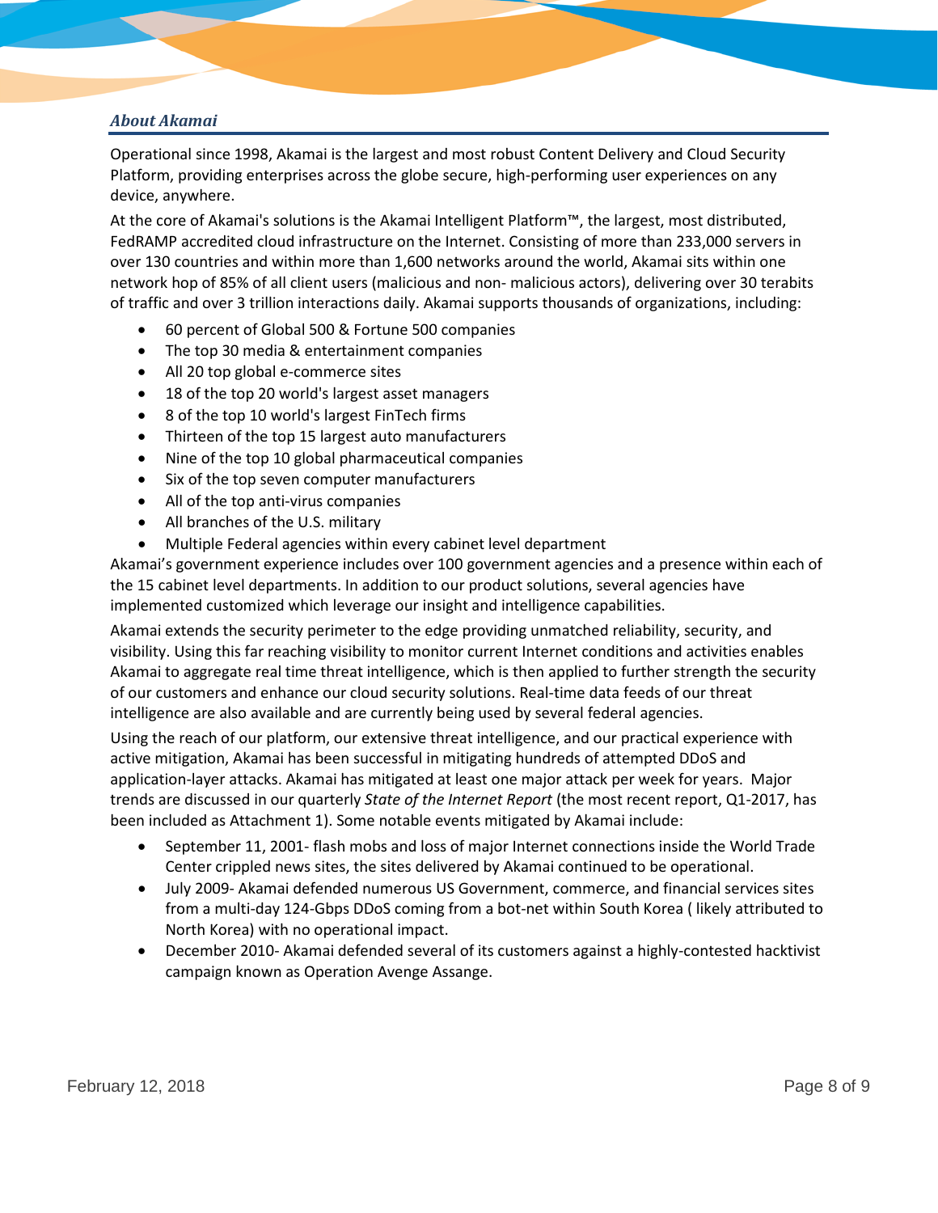## *About Akamai*

Operational since 1998, Akamai is the largest and most robust Content Delivery and Cloud Security Platform, providing enterprises across the globe secure, high-performing user experiences on any device, anywhere.

At the core of Akamai's solutions is the Akamai Intelligent Platform™, the largest, most distributed, FedRAMP accredited cloud infrastructure on the Internet. Consisting of more than 233,000 servers in over 130 countries and within more than 1,600 networks around the world, Akamai sits within one network hop of 85% of all client users (malicious and non- malicious actors), delivering over 30 terabits of traffic and over 3 trillion interactions daily. Akamai supports thousands of organizations, including:

- 60 percent of Global 500 & Fortune 500 companies
- The top 30 media & entertainment companies
- All 20 top global e-commerce sites
- 18 of the top 20 world's largest asset managers
- 8 of the top 10 world's largest FinTech firms
- Thirteen of the top 15 largest auto manufacturers
- Nine of the top 10 global pharmaceutical companies
- Six of the top seven computer manufacturers
- All of the top anti-virus companies
- All branches of the U.S. military
- Multiple Federal agencies within every cabinet level department

Akamai's government experience includes over 100 government agencies and a presence within each of the 15 cabinet level departments. In addition to our product solutions, several agencies have implemented customized which leverage our insight and intelligence capabilities.

Akamai extends the security perimeter to the edge providing unmatched reliability, security, and visibility. Using this far reaching visibility to monitor current Internet conditions and activities enables Akamai to aggregate real time threat intelligence, which is then applied to further strength the security of our customers and enhance our cloud security solutions. Real-time data feeds of our threat intelligence are also available and are currently being used by several federal agencies.

Using the reach of our platform, our extensive threat intelligence, and our practical experience with active mitigation, Akamai has been successful in mitigating hundreds of attempted DDoS and application-layer attacks. Akamai has mitigated at least one major attack per week for years. Major trends are discussed in our quarterly *State of the Internet Report* (the most recent report, Q1-2017, has been included as Attachment 1). Some notable events mitigated by Akamai include:

- September 11, 2001- flash mobs and loss of major Internet connections inside the World Trade Center crippled news sites, the sites delivered by Akamai continued to be operational.
- July 2009- Akamai defended numerous US Government, commerce, and financial services sites from a multi-day 124-Gbps DDoS coming from a bot-net within South Korea ( likely attributed to North Korea) with no operational impact.
- December 2010- Akamai defended several of its customers against a highly-contested hacktivist campaign known as Operation Avenge Assange.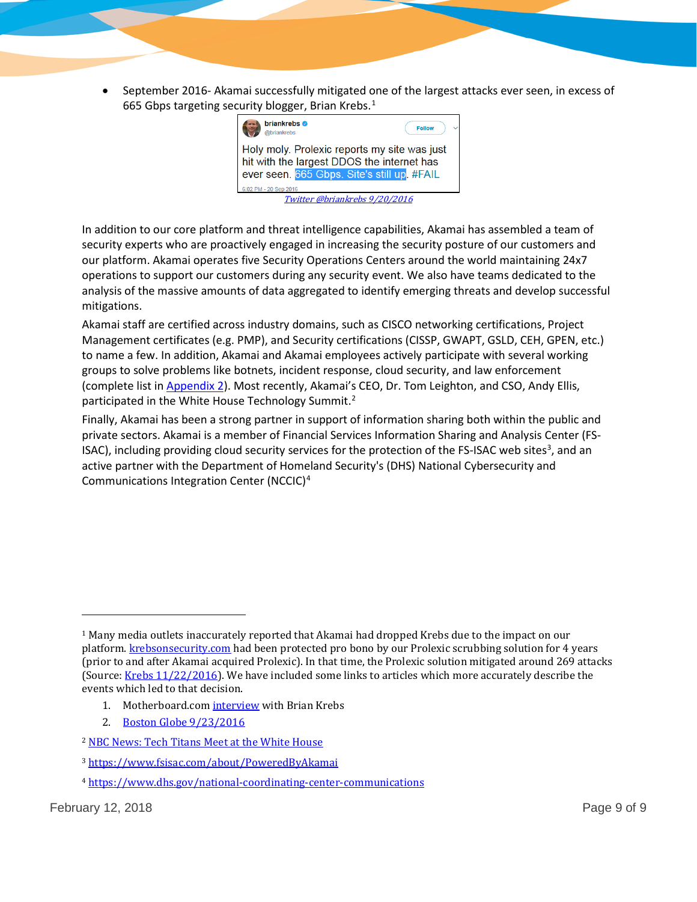- September 2016- Akamai successfully mitigated one of the largest attacks ever seen, in excess of 665 Gbps targeting security blogger, Brian Krebs.[1]

briankrebs
@briankrebs

Holy moly. Prolexic reports my site was just hit with the largest DDOS the internet has ever seen. 665 Gbps. Site's still up. #FAIL

5:02 PM - 20 Sep 2016

*Twitter @briankrebs 9/20/2016*

In addition to our core platform and threat intelligence capabilities, Akamai has assembled a team of security experts who are proactively engaged in increasing the security posture of our customers and our platform. Akamai operates five Security Operations Centers around the world maintaining 24x7 operations to support our customers during any security event. We also have teams dedicated to the analysis of the massive amounts of data aggregated to identify emerging threats and develop successful mitigations.

Akamai staff are certified across industry domains, such as CISCO networking certifications, Project Management certificates (e.g. PMP), and Security certifications (CISSP, GWAPT, GSLD, CEH, GPEN, etc.) to name a few. In addition, Akamai and Akamai employees actively participate with several working groups to solve problems like botnets, incident response, cloud security, and law enforcement (complete list in Appendix 2). Most recently, Akamai's CEO, Dr. Tom Leighton, and CSO, Andy Ellis, participated in the White House Technology Summit.[2]

Finally, Akamai has been a strong partner in support of information sharing both within the public and private sectors. Akamai is a member of Financial Services Information Sharing and Analysis Center (FS-ISAC), including providing cloud security services for the protection of the FS-ISAC web sites[3], and an active partner with the Department of Homeland Security's (DHS) National Cybersecurity and Communications Integration Center (NCCIC)[4]

---

[1] Many media outlets inaccurately reported that Akamai had dropped Krebs due to the impact on our platform. krebsonsecurity.com had been protected pro bono by our Prolexic scrubbing solution for 4 years (prior to and after Akamai acquired Prolexic). In that time, the Prolexic solution mitigated around 269 attacks (Source: Krebs 11/22/2016). We have included some links to articles which more accurately describe the events which led to that decision.

1. Motherboard.com interview with Brian Krebs
2. Boston Globe 9/23/2016

[2] NBC News: Tech Titans Meet at the White House

[3] https://www.fsisac.com/about/PoweredByAkamai

[4] https://www.dhs.gov/national-coordinating-center-communications